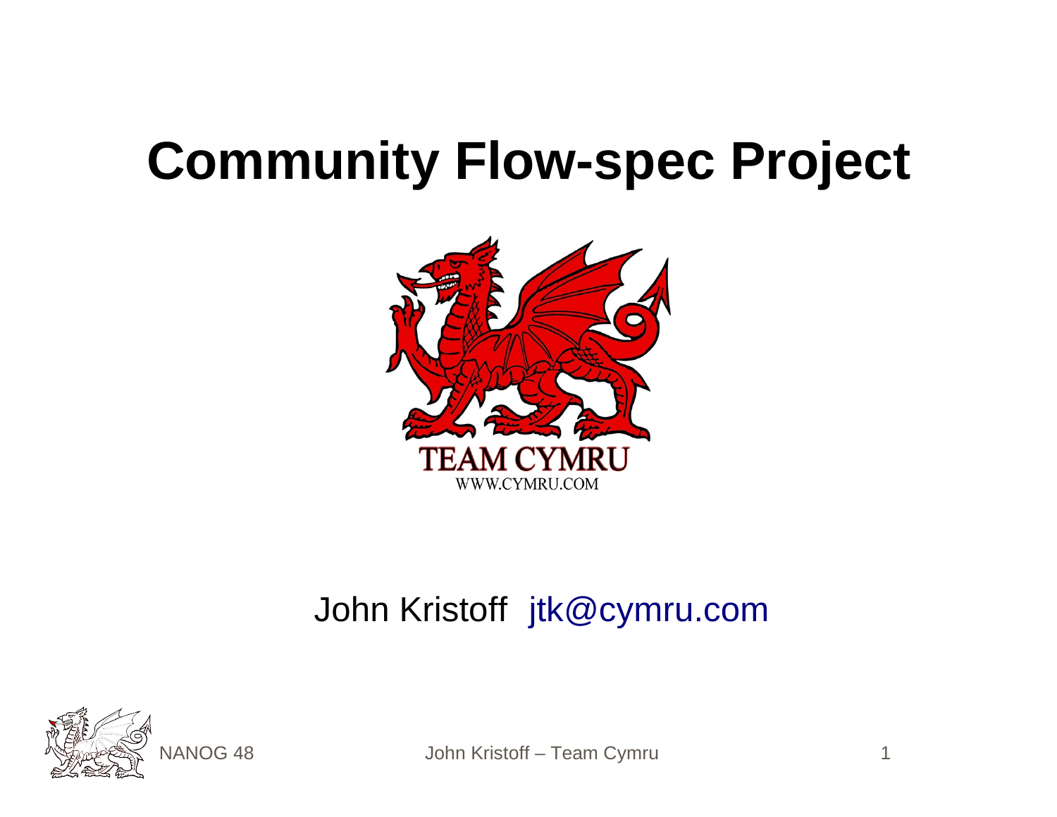# Community Flow-spec Project

TEAM CYMRU
WWW.CYMRU.COM

John Kristoff jtk@cymru.com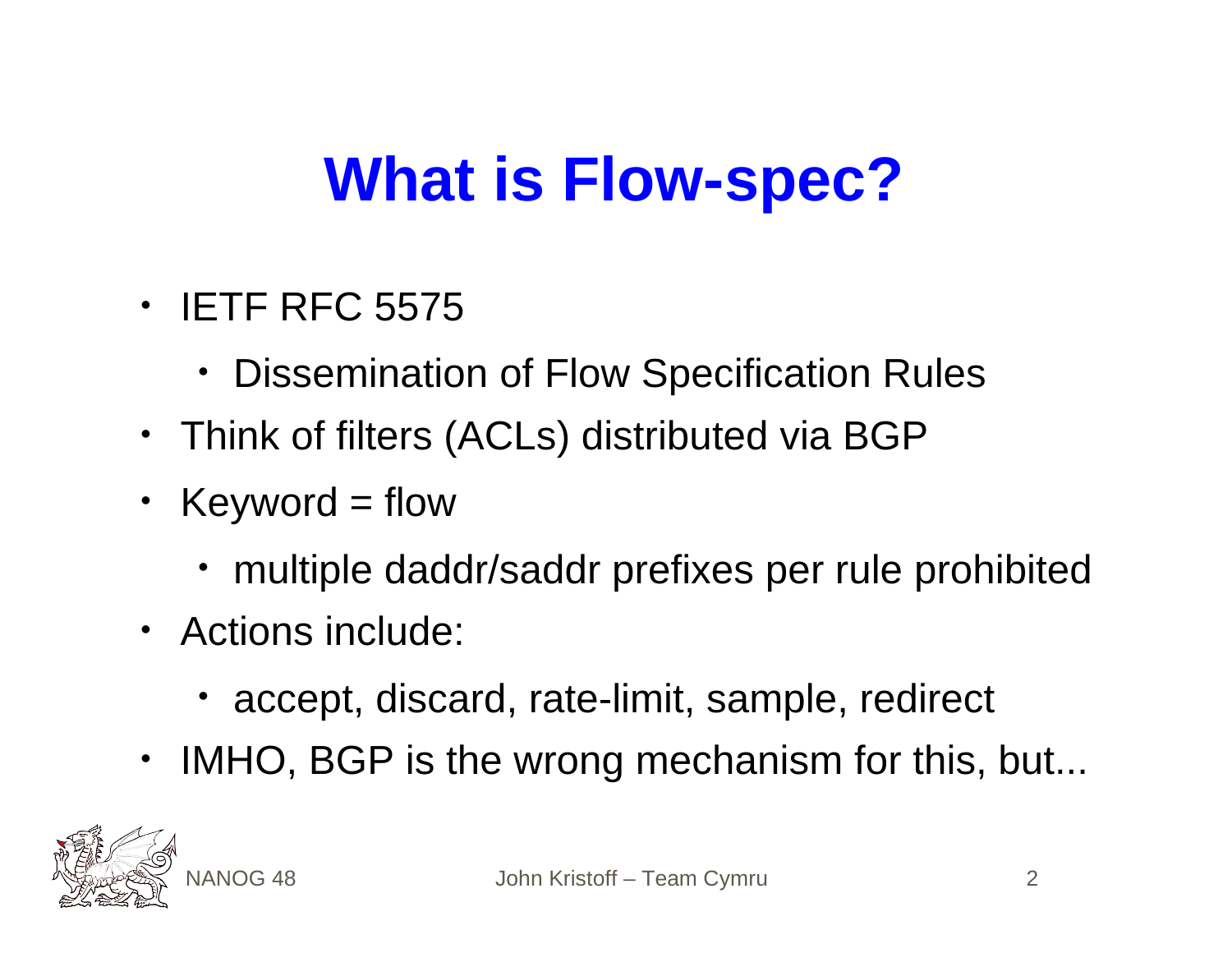# What is Flow-spec?

- IETF RFC 5575
  - Dissemination of Flow Specification Rules
- Think of filters (ACLs) distributed via BGP
- Keyword = flow
  - multiple daddr/saddr prefixes per rule prohibited
- Actions include:
  - accept, discard, rate-limit, sample, redirect
- IMHO, BGP is the wrong mechanism for this, but...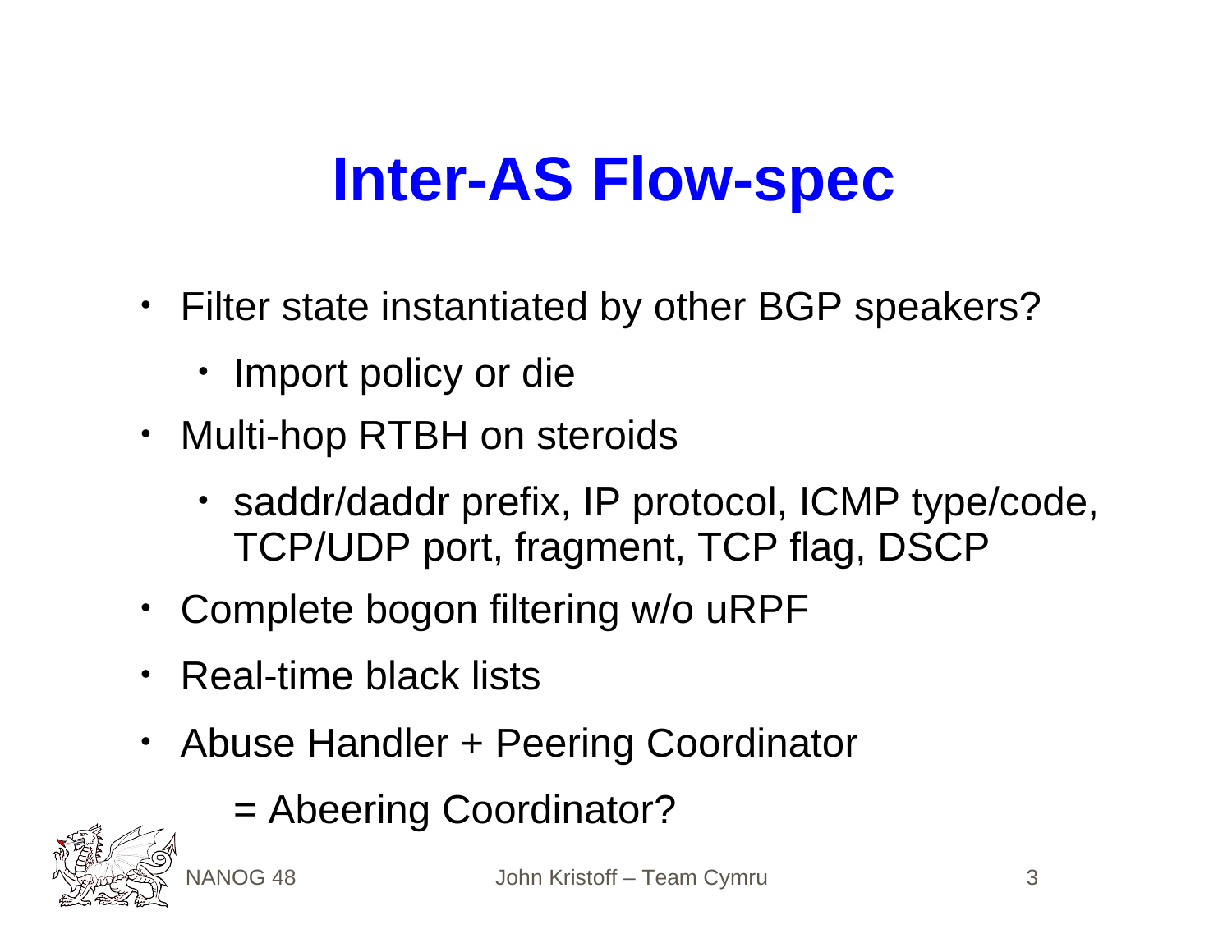# Inter-AS Flow-spec

- Filter state instantiated by other BGP speakers?
  - Import policy or die
- Multi-hop RTBH on steroids
  - saddr/daddr prefix, IP protocol, ICMP type/code, TCP/UDP port, fragment, TCP flag, DSCP
- Complete bogon filtering w/o uRPF
- Real-time black lists
- Abuse Handler + Peering Coordinator

  = Abeering Coordinator?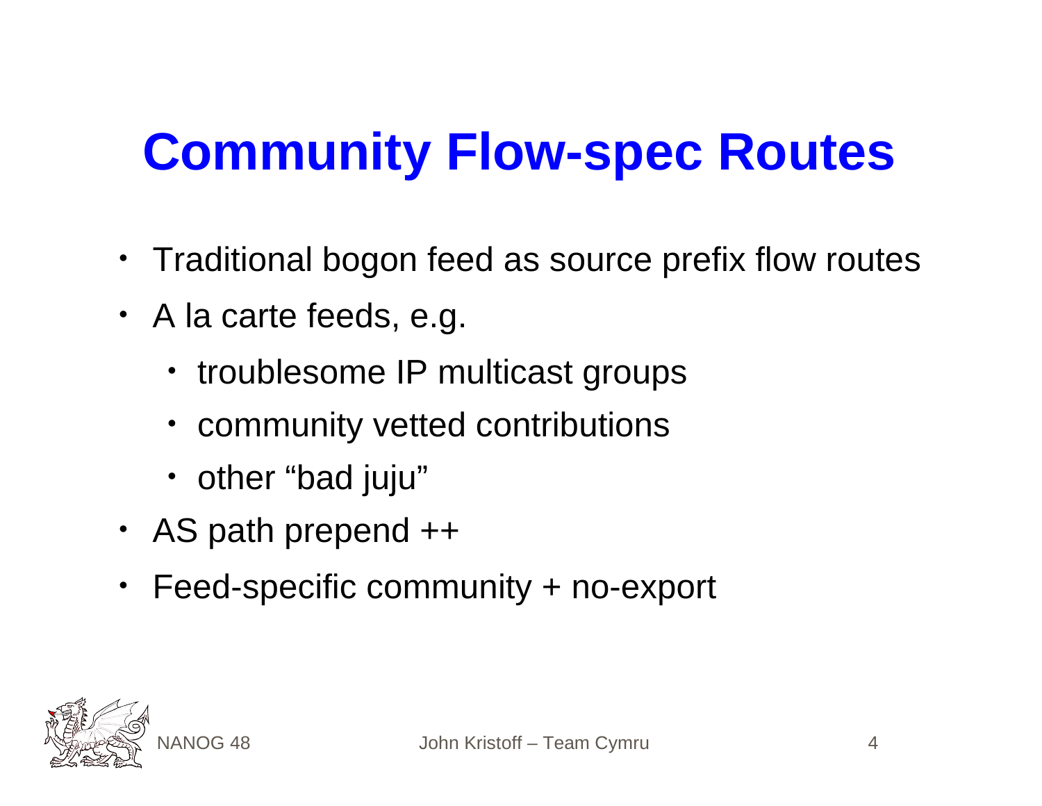# Community Flow-spec Routes

- Traditional bogon feed as source prefix flow routes
- A la carte feeds, e.g.
  - troublesome IP multicast groups
  - community vetted contributions
  - other “bad juju”
- AS path prepend ++
- Feed-specific community + no-export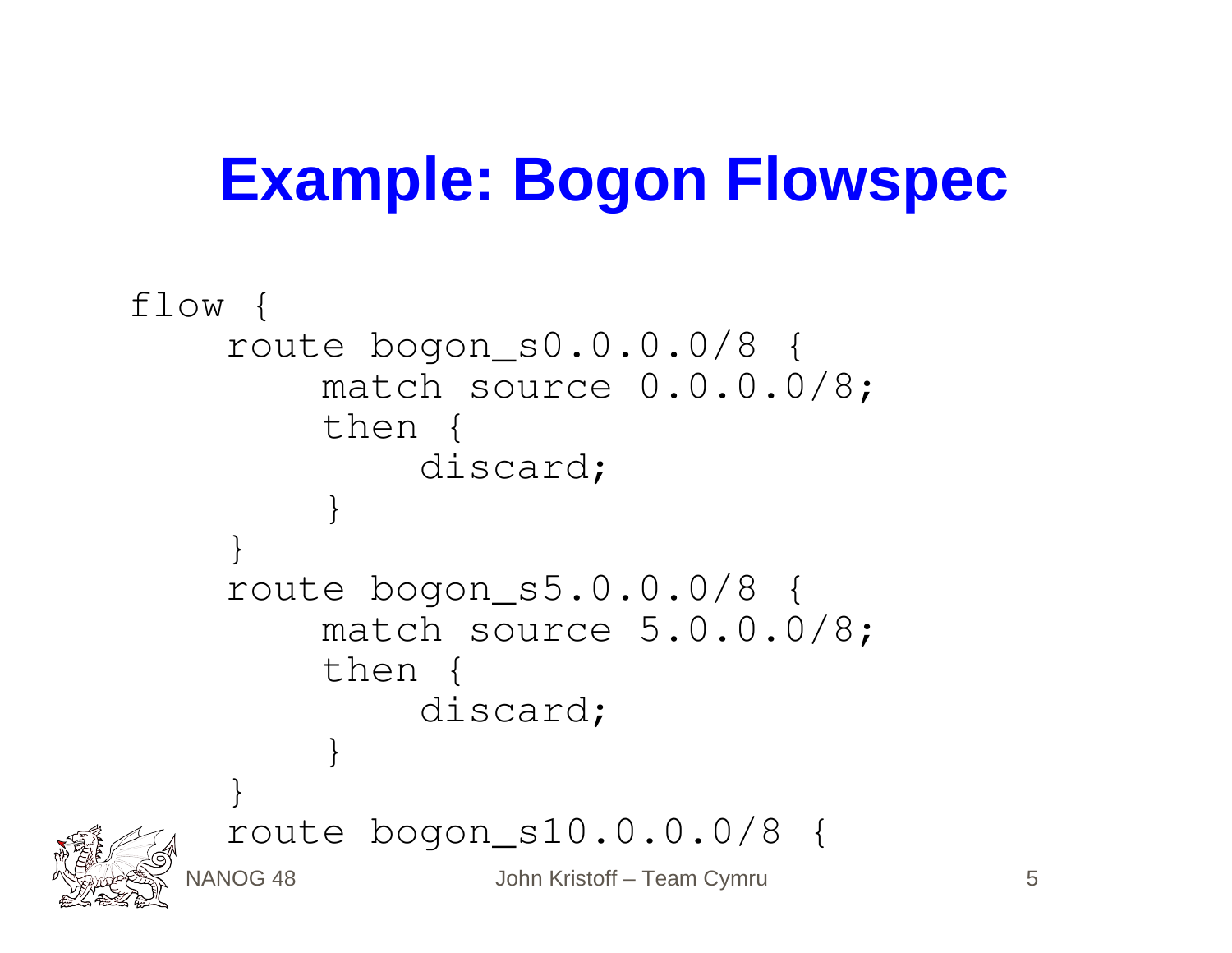# Example: Bogon Flowspec

```
flow {
    route bogon_s0.0.0.0/8 {
        match source 0.0.0.0/8;
        then {
            discard;
        }
    }
    route bogon_s5.0.0.0/8 {
        match source 5.0.0.0/8;
        then {
            discard;
        }
    }
    route bogon_s10.0.0.0/8 {
```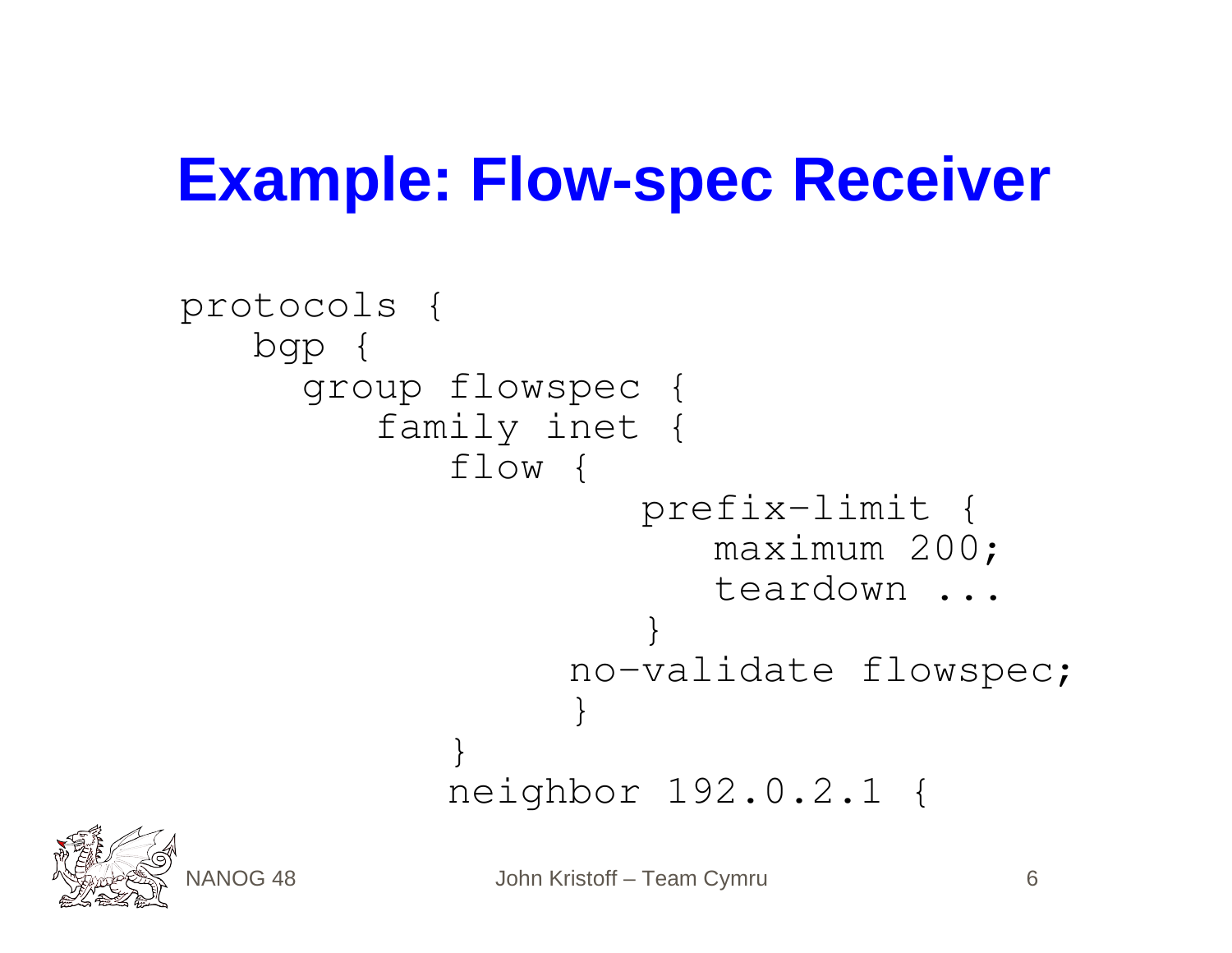# Example: Flow-spec Receiver

```
protocols {
   bgp {
      group flowspec {
         family inet {
            flow {
                   prefix-limit {
                      maximum 200;
                      teardown ...
                   }
                no-validate flowspec;
                }
            }
            neighbor 192.0.2.1 {
```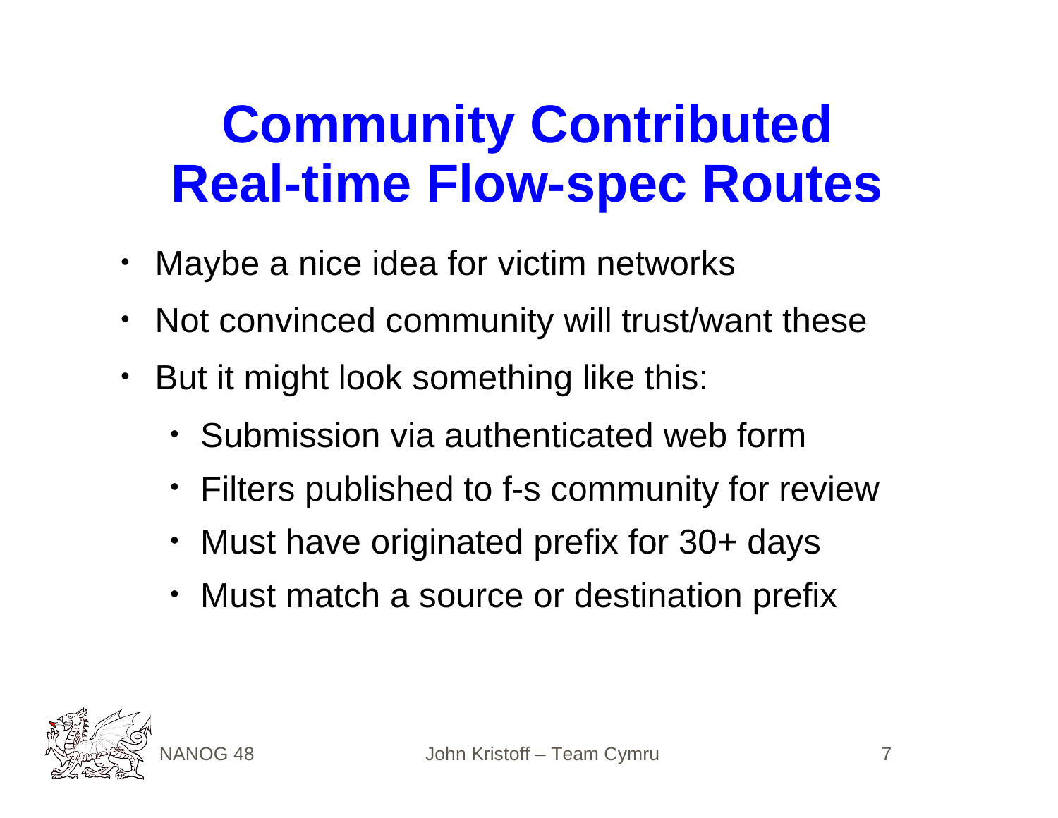# Community Contributed Real-time Flow-spec Routes

- Maybe a nice idea for victim networks
- Not convinced community will trust/want these
- But it might look something like this:
  - Submission via authenticated web form
  - Filters published to f-s community for review
  - Must have originated prefix for 30+ days
  - Must match a source or destination prefix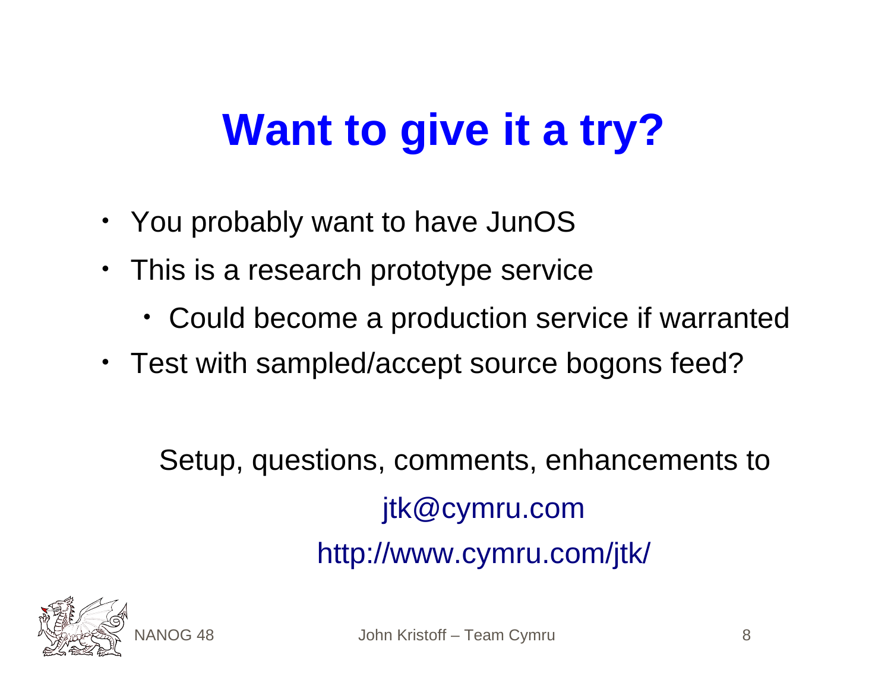# Want to give it a try?

- You probably want to have JunOS
- This is a research prototype service
  - Could become a production service if warranted
- Test with sampled/accept source bogons feed?

Setup, questions, comments, enhancements to

jtk@cymru.com

http://www.cymru.com/jtk/